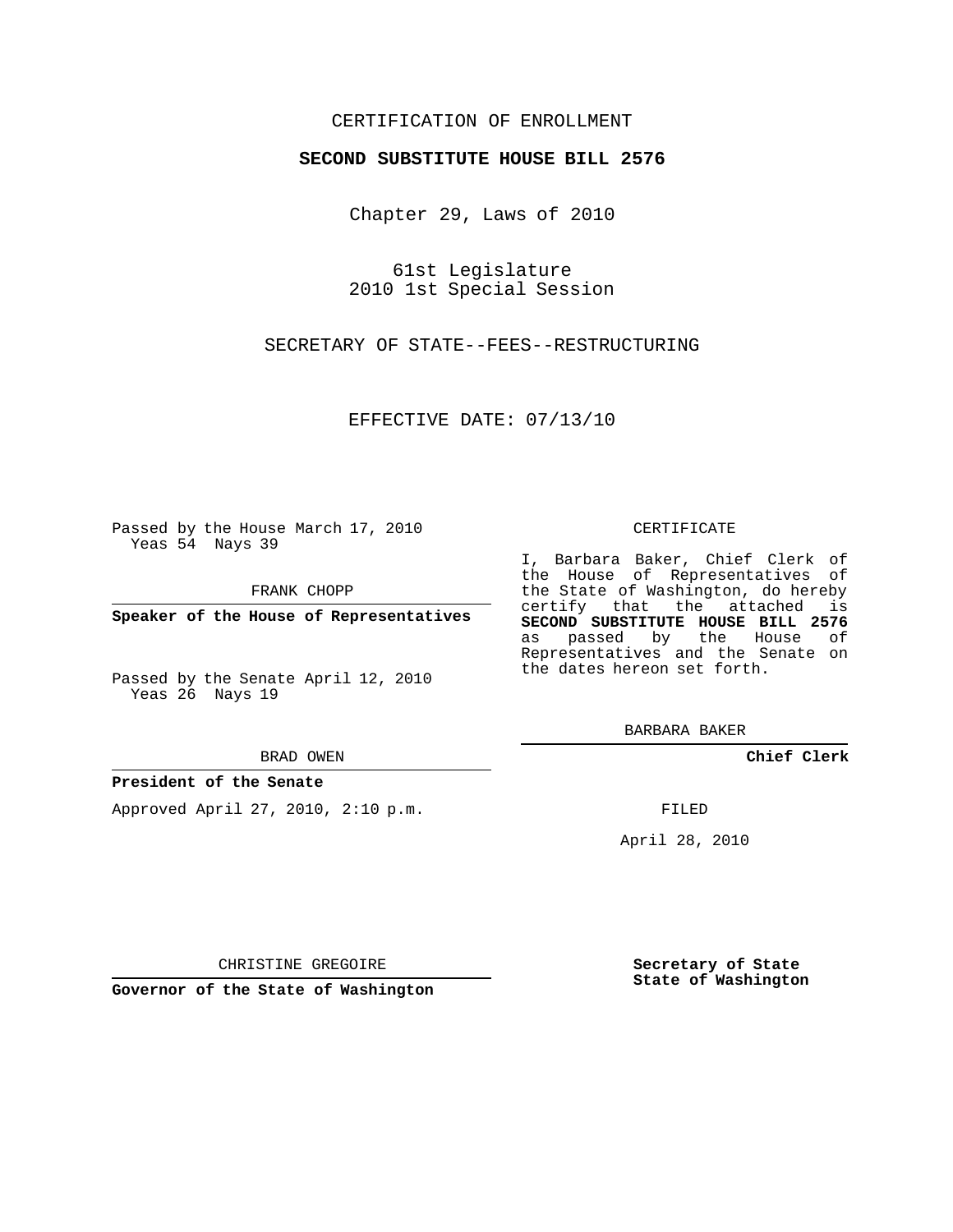CERTIFICATION OF ENROLLMENT

**SECOND SUBSTITUTE HOUSE BILL 2576**

Chapter 29, Laws of 2010

61st Legislature
2010 1st Special Session

SECRETARY OF STATE--FEES--RESTRUCTURING

EFFECTIVE DATE: 07/13/10

Passed by the House March 17, 2010
Yeas 54 Nays 39

FRANK CHOPP

**Speaker of the House of Representatives**

Passed by the Senate April 12, 2010
Yeas 26 Nays 19

BRAD OWEN

**President of the Senate**

Approved April 27, 2010, 2:10 p.m.

CHRISTINE GREGOIRE

**Governor of the State of Washington**

CERTIFICATE

I, Barbara Baker, Chief Clerk of the House of Representatives of the State of Washington, do hereby certify that the attached is **SECOND SUBSTITUTE HOUSE BILL 2576** as passed by the House of Representatives and the Senate on the dates hereon set forth.

BARBARA BAKER

**Chief Clerk**

FILED

April 28, 2010

**Secretary of State**
**State of Washington**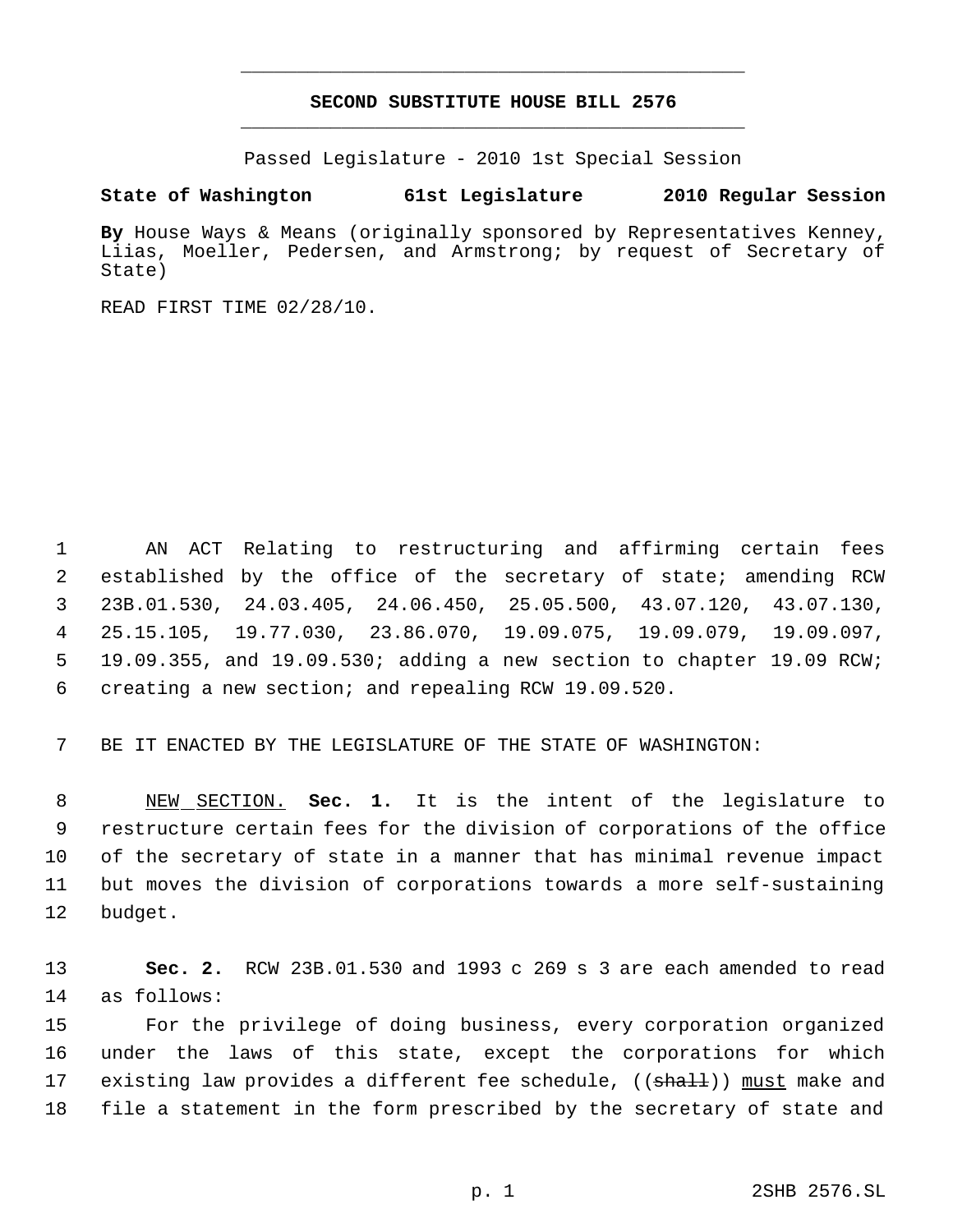**SECOND SUBSTITUTE HOUSE BILL 2576**

Passed Legislature - 2010 1st Special Session

**State of Washington 61st Legislature 2010 Regular Session**

**By** House Ways & Means (originally sponsored by Representatives Kenney, Liias, Moeller, Pedersen, and Armstrong; by request of Secretary of State)

READ FIRST TIME 02/28/10.

AN ACT Relating to restructuring and affirming certain fees established by the office of the secretary of state; amending RCW 23B.01.530, 24.03.405, 24.06.450, 25.05.500, 43.07.120, 43.07.130, 25.15.105, 19.77.030, 23.86.070, 19.09.075, 19.09.079, 19.09.097, 19.09.355, and 19.09.530; adding a new section to chapter 19.09 RCW; creating a new section; and repealing RCW 19.09.520.

BE IT ENACTED BY THE LEGISLATURE OF THE STATE OF WASHINGTON:

NEW SECTION. **Sec. 1.** It is the intent of the legislature to restructure certain fees for the division of corporations of the office of the secretary of state in a manner that has minimal revenue impact but moves the division of corporations towards a more self-sustaining budget.

**Sec. 2.** RCW 23B.01.530 and 1993 c 269 s 3 are each amended to read as follows:

For the privilege of doing business, every corporation organized under the laws of this state, except the corporations for which existing law provides a different fee schedule, ((~~shall~~)) must make and file a statement in the form prescribed by the secretary of state and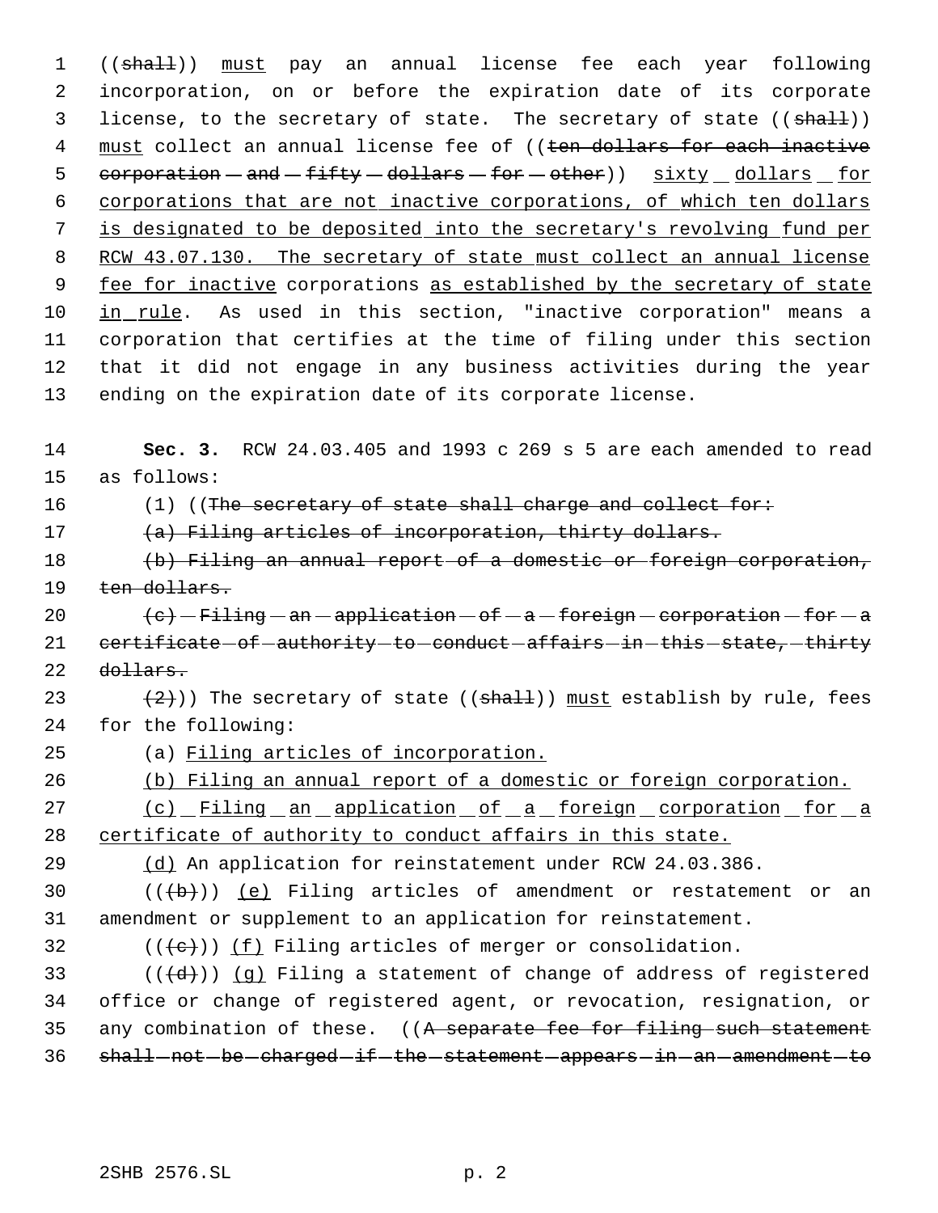((~~shall~~)) <u>must</u> pay an annual license fee each year following incorporation, on or before the expiration date of its corporate license, to the secretary of state. The secretary of state ((~~shall~~)) <u>must</u> collect an annual license fee of ((~~ten dollars for each inactive corporation and fifty dollars for other~~)) <u>sixty dollars for corporations that are not inactive corporations, of which ten dollars is designated to be deposited into the secretary's revolving fund per RCW 43.07.130. The secretary of state must collect an annual license fee for inactive</u> corporations <u>as established by the secretary of state in rule</u>. As used in this section, "inactive corporation" means a corporation that certifies at the time of filing under this section that it did not engage in any business activities during the year ending on the expiration date of its corporate license.

**Sec. 3.** RCW 24.03.405 and 1993 c 269 s 5 are each amended to read as follows:

(1) ((~~The secretary of state shall charge and collect for:~~

~~(a) Filing articles of incorporation, thirty dollars.~~

~~(b) Filing an annual report of a domestic or foreign corporation, ten dollars.~~

~~(c) Filing an application of a foreign corporation for a certificate of authority to conduct affairs in this state, thirty dollars.~~

~~(2)~~)) The secretary of state ((~~shall~~)) <u>must</u> establish by rule, fees for the following:

(a) <u>Filing articles of incorporation.</u>

<u>(b) Filing an annual report of a domestic or foreign corporation.</u>

<u>(c) Filing an application of a foreign corporation for a certificate of authority to conduct affairs in this state.</u>

<u>(d)</u> An application for reinstatement under RCW 24.03.386.

((~~(b)~~)) <u>(e)</u> Filing articles of amendment or restatement or an amendment or supplement to an application for reinstatement.

((~~(c)~~)) <u>(f)</u> Filing articles of merger or consolidation.

((~~(d)~~)) <u>(g)</u> Filing a statement of change of address of registered office or change of registered agent, or revocation, resignation, or any combination of these. ((~~A separate fee for filing such statement shall not be charged if the statement appears in an amendment to~~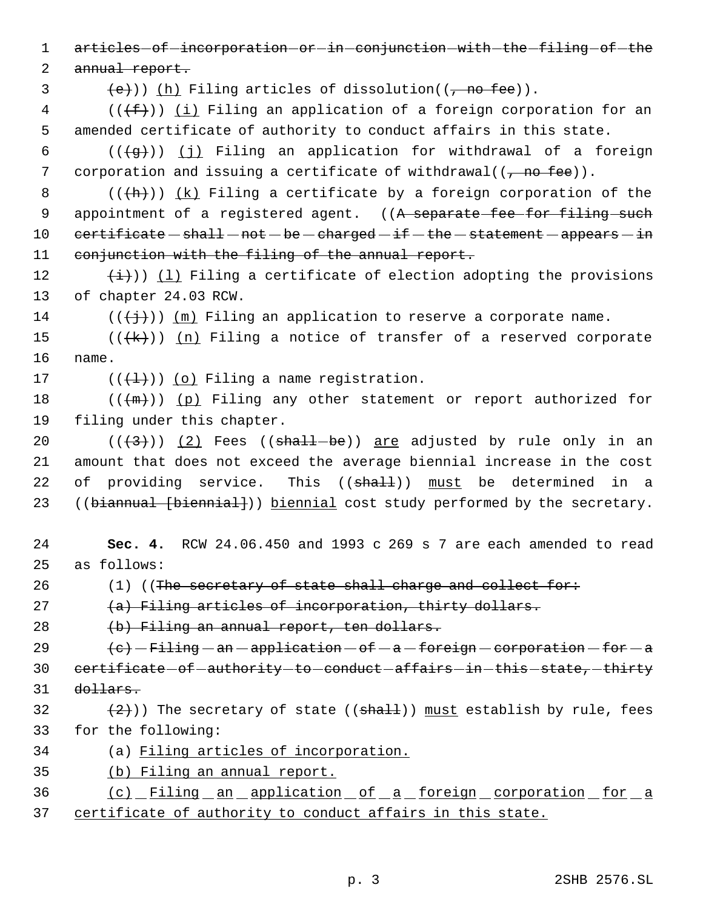~~articles of incorporation or in conjunction with the filing of the annual report.~~

~~(e)~~)) <u>(h)</u> Filing articles of dissolution((~~, no fee~~)).

((~~(f)~~)) <u>(i)</u> Filing an application of a foreign corporation for an amended certificate of authority to conduct affairs in this state.

((~~(g)~~)) <u>(j)</u> Filing an application for withdrawal of a foreign corporation and issuing a certificate of withdrawal((~~, no fee~~)).

((~~(h)~~)) <u>(k)</u> Filing a certificate by a foreign corporation of the appointment of a registered agent. ((~~A separate fee for filing such certificate shall not be charged if the statement appears in conjunction with the filing of the annual report.~~

~~(i)~~)) <u>(l)</u> Filing a certificate of election adopting the provisions of chapter 24.03 RCW.

((~~(j)~~)) <u>(m)</u> Filing an application to reserve a corporate name.

((~~(k)~~)) <u>(n)</u> Filing a notice of transfer of a reserved corporate name.

((~~(l)~~)) <u>(o)</u> Filing a name registration.

((~~(m)~~)) <u>(p)</u> Filing any other statement or report authorized for filing under this chapter.

((~~(3)~~)) <u>(2)</u> Fees ((~~shall be~~)) <u>are</u> adjusted by rule only in an amount that does not exceed the average biennial increase in the cost of providing service. This ((~~shall~~)) <u>must</u> be determined in a ((~~biannual [biennial]~~)) <u>biennial</u> cost study performed by the secretary.

**Sec. 4.** RCW 24.06.450 and 1993 c 269 s 7 are each amended to read as follows:

(1) ((~~The secretary of state shall charge and collect for:~~

~~(a) Filing articles of incorporation, thirty dollars.~~

~~(b) Filing an annual report, ten dollars.~~

~~(c) Filing an application of a foreign corporation for a certificate of authority to conduct affairs in this state, thirty dollars.~~

~~(2)~~)) The secretary of state ((~~shall~~)) <u>must</u> establish by rule, fees for the following:

(a) <u>Filing articles of incorporation.</u>

<u>(b) Filing an annual report.</u>

<u>(c) Filing an application of a foreign corporation for a certificate of authority to conduct affairs in this state.</u>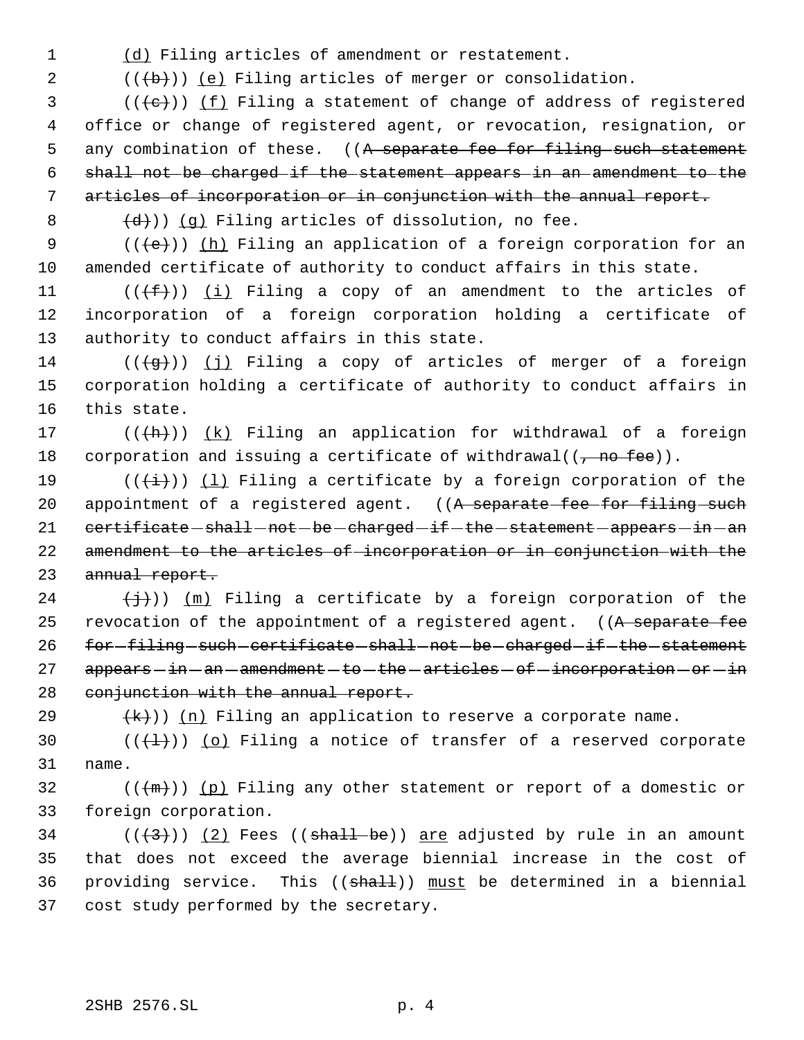(d) Filing articles of amendment or restatement.

(((b))) (e) Filing articles of merger or consolidation.

(((c))) (f) Filing a statement of change of address of registered office or change of registered agent, or revocation, resignation, or any combination of these. ((A separate fee for filing such statement shall not be charged if the statement appears in an amendment to the articles of incorporation or in conjunction with the annual report.

(d))) (g) Filing articles of dissolution, no fee.

(((e))) (h) Filing an application of a foreign corporation for an amended certificate of authority to conduct affairs in this state.

(((f))) (i) Filing a copy of an amendment to the articles of incorporation of a foreign corporation holding a certificate of authority to conduct affairs in this state.

(((g))) (j) Filing a copy of articles of merger of a foreign corporation holding a certificate of authority to conduct affairs in this state.

(((h))) (k) Filing an application for withdrawal of a foreign corporation and issuing a certificate of withdrawal((, no fee)).

(((i))) (l) Filing a certificate by a foreign corporation of the appointment of a registered agent. ((A separate fee for filing such certificate shall not be charged if the statement appears in an amendment to the articles of incorporation or in conjunction with the annual report.

(j))) (m) Filing a certificate by a foreign corporation of the revocation of the appointment of a registered agent. ((A separate fee for filing such certificate shall not be charged if the statement appears in an amendment to the articles of incorporation or in conjunction with the annual report.

(k))) (n) Filing an application to reserve a corporate name.

(((l))) (o) Filing a notice of transfer of a reserved corporate name.

(((m))) (p) Filing any other statement or report of a domestic or foreign corporation.

(((3))) (2) Fees ((shall be)) are adjusted by rule in an amount that does not exceed the average biennial increase in the cost of providing service. This ((shall)) must be determined in a biennial cost study performed by the secretary.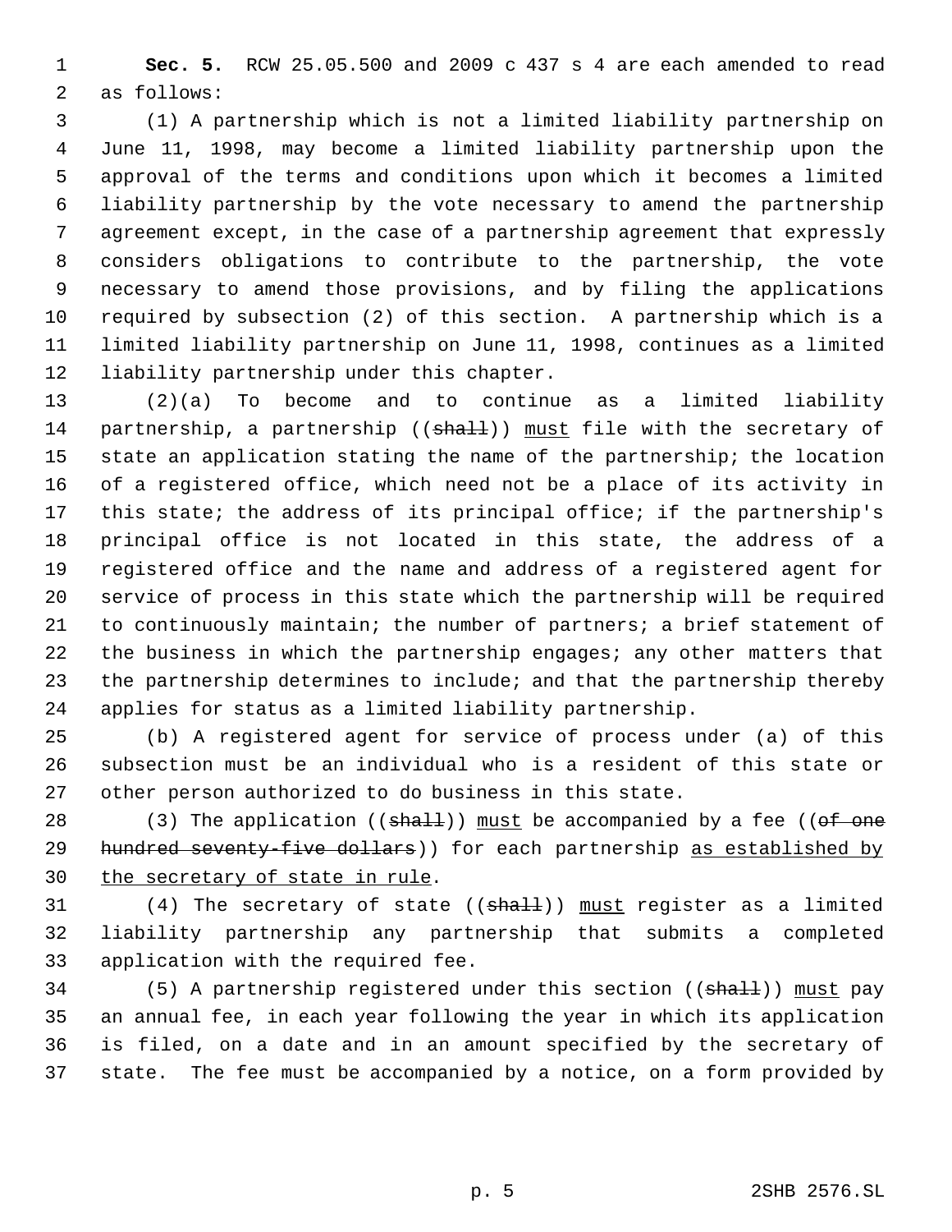**Sec. 5.** RCW 25.05.500 and 2009 c 437 s 4 are each amended to read as follows:

(1) A partnership which is not a limited liability partnership on June 11, 1998, may become a limited liability partnership upon the approval of the terms and conditions upon which it becomes a limited liability partnership by the vote necessary to amend the partnership agreement except, in the case of a partnership agreement that expressly considers obligations to contribute to the partnership, the vote necessary to amend those provisions, and by filing the applications required by subsection (2) of this section. A partnership which is a limited liability partnership on June 11, 1998, continues as a limited liability partnership under this chapter.

(2)(a) To become and to continue as a limited liability partnership, a partnership ((~~shall~~)) <u>must</u> file with the secretary of state an application stating the name of the partnership; the location of a registered office, which need not be a place of its activity in this state; the address of its principal office; if the partnership's principal office is not located in this state, the address of a registered office and the name and address of a registered agent for service of process in this state which the partnership will be required to continuously maintain; the number of partners; a brief statement of the business in which the partnership engages; any other matters that the partnership determines to include; and that the partnership thereby applies for status as a limited liability partnership.

(b) A registered agent for service of process under (a) of this subsection must be an individual who is a resident of this state or other person authorized to do business in this state.

(3) The application ((~~shall~~)) <u>must</u> be accompanied by a fee ((~~of one hundred seventy-five dollars~~)) for each partnership <u>as established by the secretary of state in rule</u>.

(4) The secretary of state ((~~shall~~)) <u>must</u> register as a limited liability partnership any partnership that submits a completed application with the required fee.

(5) A partnership registered under this section ((~~shall~~)) <u>must</u> pay an annual fee, in each year following the year in which its application is filed, on a date and in an amount specified by the secretary of state. The fee must be accompanied by a notice, on a form provided by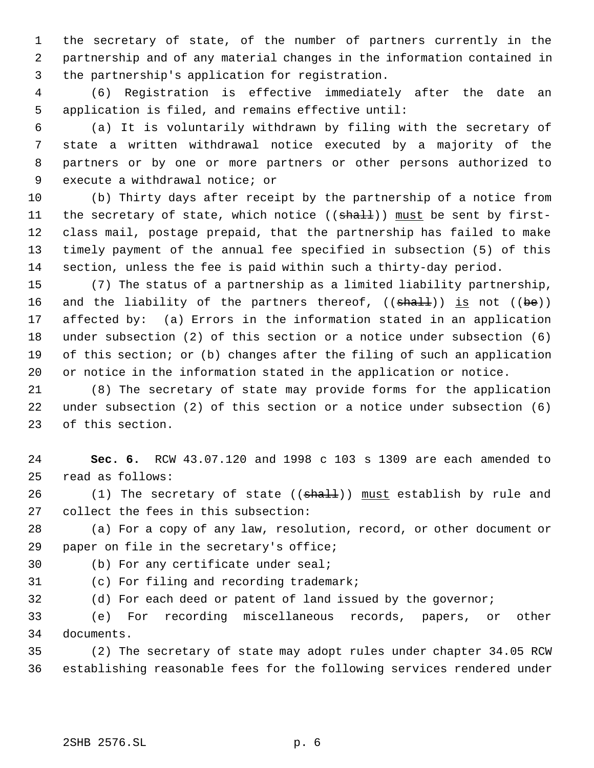the secretary of state, of the number of partners currently in the partnership and of any material changes in the information contained in the partnership's application for registration.

(6) Registration is effective immediately after the date an application is filed, and remains effective until:

(a) It is voluntarily withdrawn by filing with the secretary of state a written withdrawal notice executed by a majority of the partners or by one or more partners or other persons authorized to execute a withdrawal notice; or

(b) Thirty days after receipt by the partnership of a notice from the secretary of state, which notice ((~~shall~~)) <u>must</u> be sent by first-class mail, postage prepaid, that the partnership has failed to make timely payment of the annual fee specified in subsection (5) of this section, unless the fee is paid within such a thirty-day period.

(7) The status of a partnership as a limited liability partnership, and the liability of the partners thereof, ((~~shall~~)) <u>is</u> not ((~~be~~)) affected by: (a) Errors in the information stated in an application under subsection (2) of this section or a notice under subsection (6) of this section; or (b) changes after the filing of such an application or notice in the information stated in the application or notice.

(8) The secretary of state may provide forms for the application under subsection (2) of this section or a notice under subsection (6) of this section.

**Sec. 6.** RCW 43.07.120 and 1998 c 103 s 1309 are each amended to read as follows:

(1) The secretary of state ((~~shall~~)) <u>must</u> establish by rule and collect the fees in this subsection:

(a) For a copy of any law, resolution, record, or other document or paper on file in the secretary's office;

(b) For any certificate under seal;

(c) For filing and recording trademark;

(d) For each deed or patent of land issued by the governor;

(e) For recording miscellaneous records, papers, or other documents.

(2) The secretary of state may adopt rules under chapter 34.05 RCW establishing reasonable fees for the following services rendered under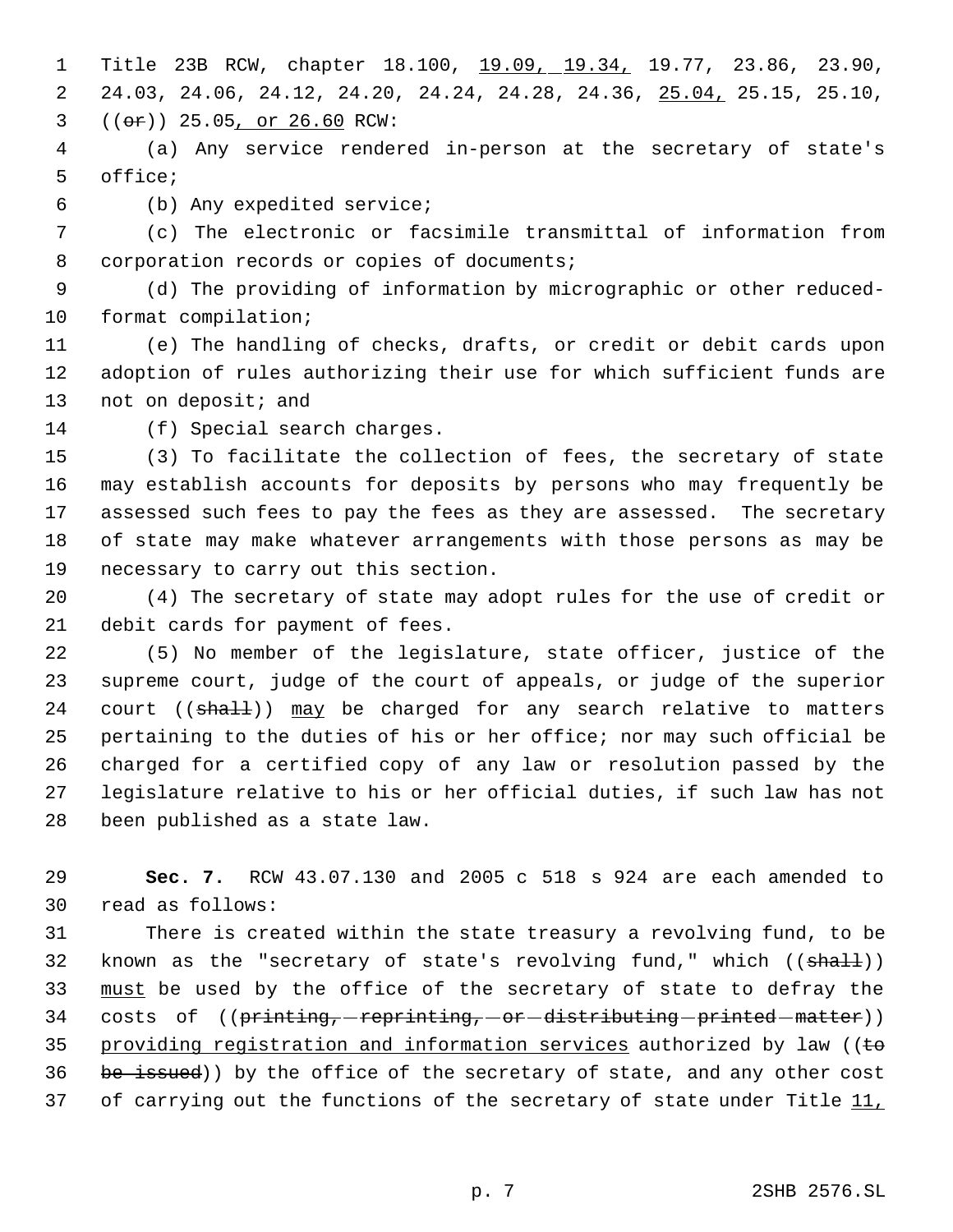Title 23B RCW, chapter 18.100, 19.09, 19.34, 19.77, 23.86, 23.90, 24.03, 24.06, 24.12, 24.20, 24.24, 24.28, 24.36, 25.04, 25.15, 25.10, ((or)) 25.05, or 26.60 RCW:

(a) Any service rendered in-person at the secretary of state's office;

(b) Any expedited service;

(c) The electronic or facsimile transmittal of information from corporation records or copies of documents;

(d) The providing of information by micrographic or other reduced-format compilation;

(e) The handling of checks, drafts, or credit or debit cards upon adoption of rules authorizing their use for which sufficient funds are not on deposit; and

(f) Special search charges.

(3) To facilitate the collection of fees, the secretary of state may establish accounts for deposits by persons who may frequently be assessed such fees to pay the fees as they are assessed. The secretary of state may make whatever arrangements with those persons as may be necessary to carry out this section.

(4) The secretary of state may adopt rules for the use of credit or debit cards for payment of fees.

(5) No member of the legislature, state officer, justice of the supreme court, judge of the court of appeals, or judge of the superior court ((shall)) may be charged for any search relative to matters pertaining to the duties of his or her office; nor may such official be charged for a certified copy of any law or resolution passed by the legislature relative to his or her official duties, if such law has not been published as a state law.

**Sec. 7.** RCW 43.07.130 and 2005 c 518 s 924 are each amended to read as follows:

There is created within the state treasury a revolving fund, to be known as the "secretary of state's revolving fund," which ((shall)) must be used by the office of the secretary of state to defray the costs of ((printing, reprinting, or distributing printed matter)) providing registration and information services authorized by law ((to be issued)) by the office of the secretary of state, and any other cost of carrying out the functions of the secretary of state under Title 11,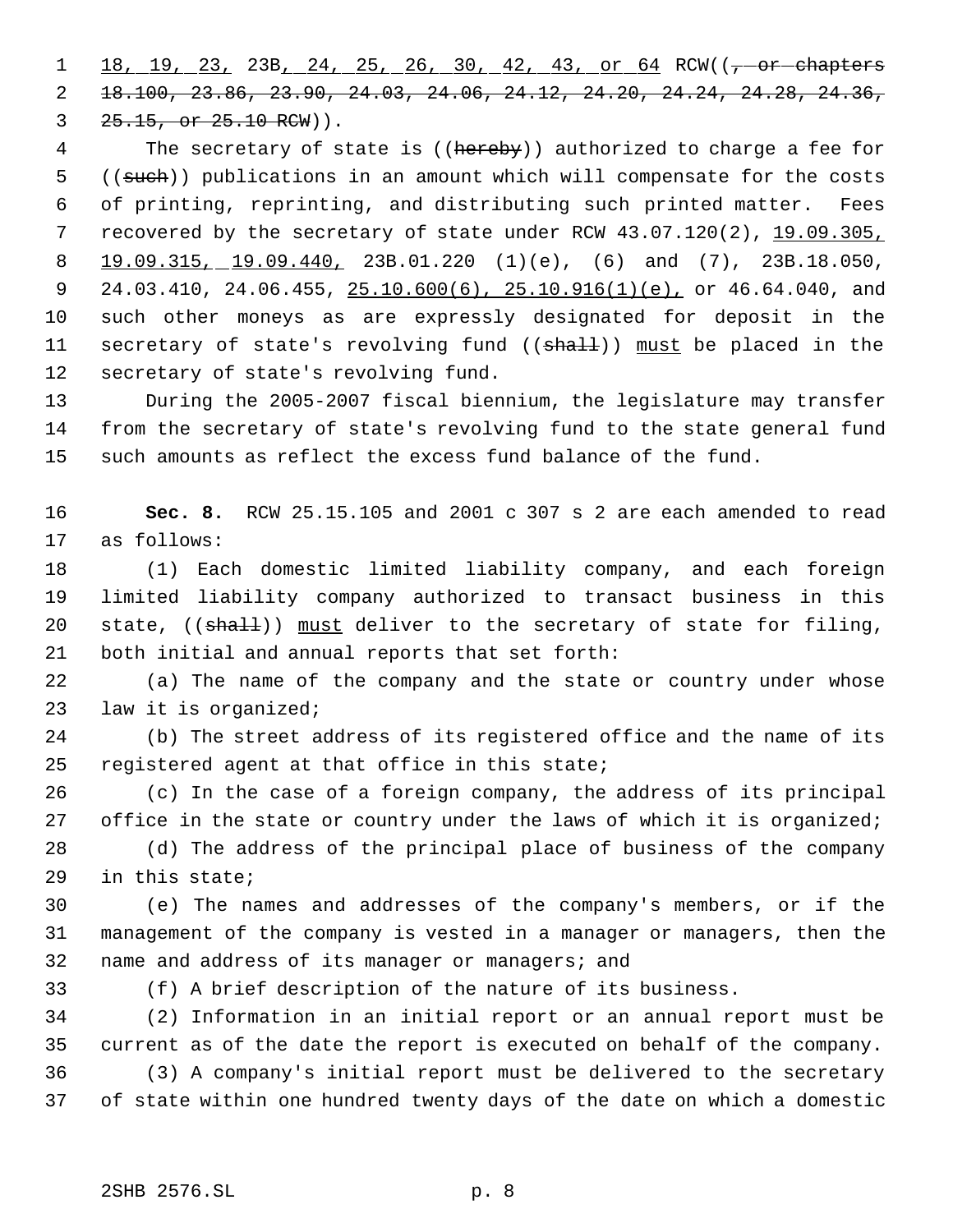18, 19, 23, 23B, 24, 25, 26, 30, 42, 43, or 64 RCW((, or chapters 18.100, 23.86, 23.90, 24.03, 24.06, 24.12, 24.20, 24.24, 24.28, 24.36, 25.15, or 25.10 RCW)).

The secretary of state is ((hereby)) authorized to charge a fee for ((such)) publications in an amount which will compensate for the costs of printing, reprinting, and distributing such printed matter. Fees recovered by the secretary of state under RCW 43.07.120(2), 19.09.305, 19.09.315, 19.09.440, 23B.01.220 (1)(e), (6) and (7), 23B.18.050, 24.03.410, 24.06.455, 25.10.600(6), 25.10.916(1)(e), or 46.64.040, and such other moneys as are expressly designated for deposit in the secretary of state's revolving fund ((shall)) must be placed in the secretary of state's revolving fund.

During the 2005-2007 fiscal biennium, the legislature may transfer from the secretary of state's revolving fund to the state general fund such amounts as reflect the excess fund balance of the fund.

**Sec. 8.** RCW 25.15.105 and 2001 c 307 s 2 are each amended to read as follows:

(1) Each domestic limited liability company, and each foreign limited liability company authorized to transact business in this state, ((shall)) must deliver to the secretary of state for filing, both initial and annual reports that set forth:

(a) The name of the company and the state or country under whose law it is organized;

(b) The street address of its registered office and the name of its registered agent at that office in this state;

(c) In the case of a foreign company, the address of its principal office in the state or country under the laws of which it is organized;

(d) The address of the principal place of business of the company in this state;

(e) The names and addresses of the company's members, or if the management of the company is vested in a manager or managers, then the name and address of its manager or managers; and

(f) A brief description of the nature of its business.

(2) Information in an initial report or an annual report must be current as of the date the report is executed on behalf of the company.

(3) A company's initial report must be delivered to the secretary of state within one hundred twenty days of the date on which a domestic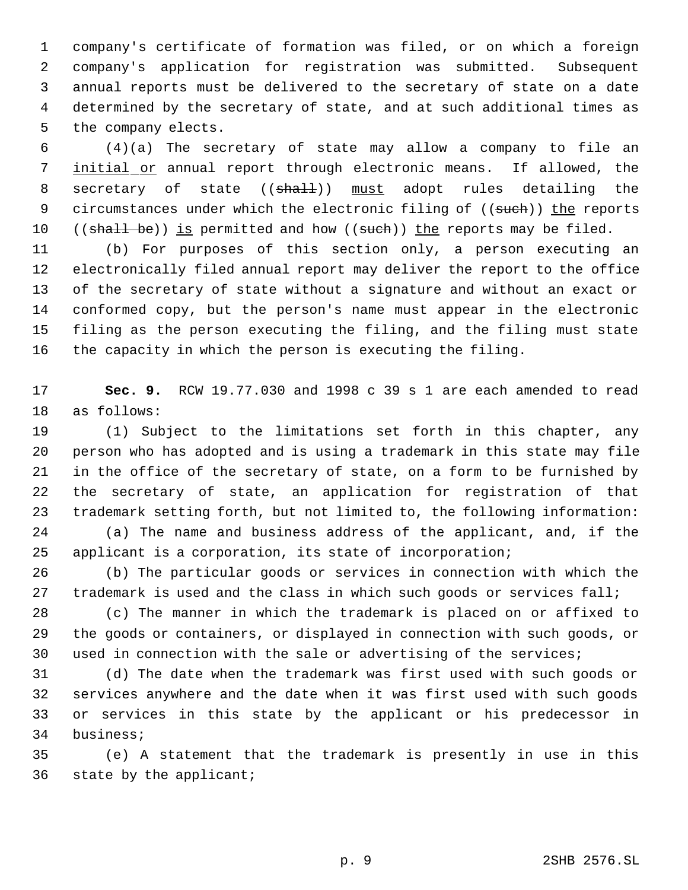company's certificate of formation was filed, or on which a foreign company's application for registration was submitted. Subsequent annual reports must be delivered to the secretary of state on a date determined by the secretary of state, and at such additional times as the company elects.

(4)(a) The secretary of state may allow a company to file an initial or annual report through electronic means. If allowed, the secretary of state ((~~shall~~)) must adopt rules detailing the circumstances under which the electronic filing of ((~~such~~)) the reports ((~~shall be~~)) is permitted and how ((~~such~~)) the reports may be filed.

(b) For purposes of this section only, a person executing an electronically filed annual report may deliver the report to the office of the secretary of state without a signature and without an exact or conformed copy, but the person's name must appear in the electronic filing as the person executing the filing, and the filing must state the capacity in which the person is executing the filing.

**Sec. 9.** RCW 19.77.030 and 1998 c 39 s 1 are each amended to read as follows:

(1) Subject to the limitations set forth in this chapter, any person who has adopted and is using a trademark in this state may file in the office of the secretary of state, on a form to be furnished by the secretary of state, an application for registration of that trademark setting forth, but not limited to, the following information:

(a) The name and business address of the applicant, and, if the applicant is a corporation, its state of incorporation;

(b) The particular goods or services in connection with which the trademark is used and the class in which such goods or services fall;

(c) The manner in which the trademark is placed on or affixed to the goods or containers, or displayed in connection with such goods, or used in connection with the sale or advertising of the services;

(d) The date when the trademark was first used with such goods or services anywhere and the date when it was first used with such goods or services in this state by the applicant or his predecessor in business;

(e) A statement that the trademark is presently in use in this state by the applicant;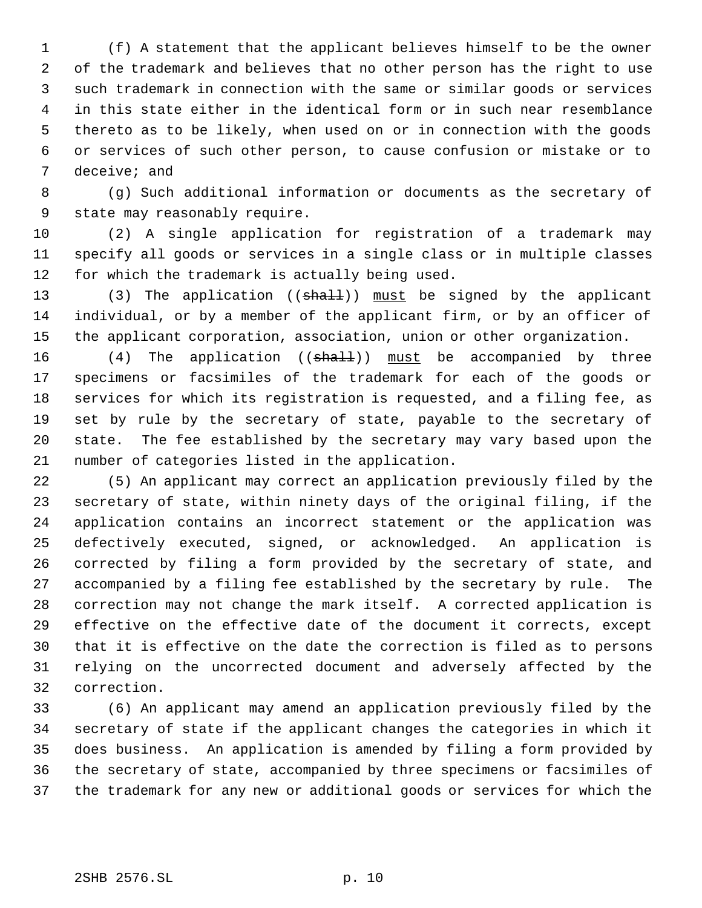(f) A statement that the applicant believes himself to be the owner of the trademark and believes that no other person has the right to use such trademark in connection with the same or similar goods or services in this state either in the identical form or in such near resemblance thereto as to be likely, when used on or in connection with the goods or services of such other person, to cause confusion or mistake or to deceive; and

(g) Such additional information or documents as the secretary of state may reasonably require.

(2) A single application for registration of a trademark may specify all goods or services in a single class or in multiple classes for which the trademark is actually being used.

(3) The application ((~~shall~~)) <u>must</u> be signed by the applicant individual, or by a member of the applicant firm, or by an officer of the applicant corporation, association, union or other organization.

(4) The application ((~~shall~~)) <u>must</u> be accompanied by three specimens or facsimiles of the trademark for each of the goods or services for which its registration is requested, and a filing fee, as set by rule by the secretary of state, payable to the secretary of state. The fee established by the secretary may vary based upon the number of categories listed in the application.

(5) An applicant may correct an application previously filed by the secretary of state, within ninety days of the original filing, if the application contains an incorrect statement or the application was defectively executed, signed, or acknowledged. An application is corrected by filing a form provided by the secretary of state, and accompanied by a filing fee established by the secretary by rule. The correction may not change the mark itself. A corrected application is effective on the effective date of the document it corrects, except that it is effective on the date the correction is filed as to persons relying on the uncorrected document and adversely affected by the correction.

(6) An applicant may amend an application previously filed by the secretary of state if the applicant changes the categories in which it does business. An application is amended by filing a form provided by the secretary of state, accompanied by three specimens or facsimiles of the trademark for any new or additional goods or services for which the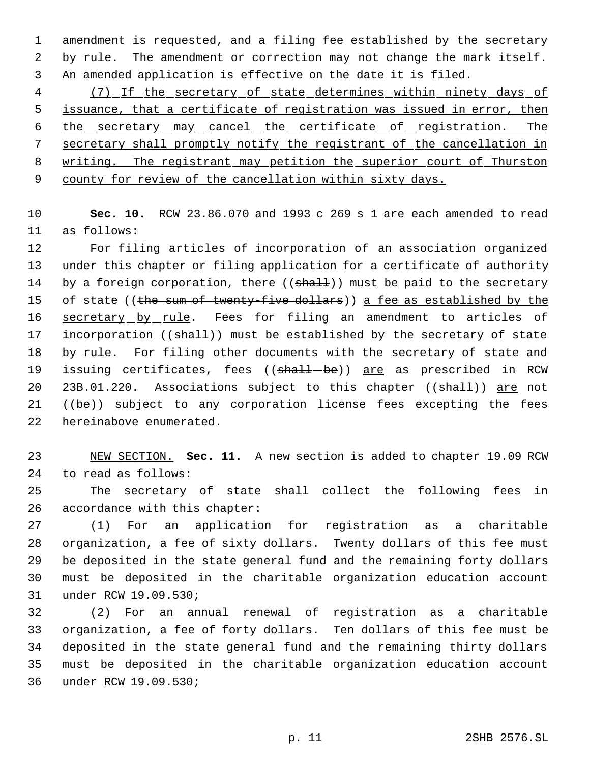amendment is requested, and a filing fee established by the secretary by rule. The amendment or correction may not change the mark itself. An amended application is effective on the date it is filed.

(7) If the secretary of state determines within ninety days of issuance, that a certificate of registration was issued in error, then the secretary may cancel the certificate of registration. The secretary shall promptly notify the registrant of the cancellation in writing. The registrant may petition the superior court of Thurston county for review of the cancellation within sixty days.

**Sec. 10.** RCW 23.86.070 and 1993 c 269 s 1 are each amended to read as follows:

For filing articles of incorporation of an association organized under this chapter or filing application for a certificate of authority by a foreign corporation, there ((~~shall~~)) must be paid to the secretary of state ((~~the sum of twenty-five dollars~~)) a fee as established by the secretary by rule. Fees for filing an amendment to articles of incorporation ((~~shall~~)) must be established by the secretary of state by rule. For filing other documents with the secretary of state and issuing certificates, fees ((~~shall be~~)) are as prescribed in RCW 23B.01.220. Associations subject to this chapter ((~~shall~~)) are not ((~~be~~)) subject to any corporation license fees excepting the fees hereinabove enumerated.

NEW SECTION. **Sec. 11.** A new section is added to chapter 19.09 RCW to read as follows:

The secretary of state shall collect the following fees in accordance with this chapter:

(1) For an application for registration as a charitable organization, a fee of sixty dollars. Twenty dollars of this fee must be deposited in the state general fund and the remaining forty dollars must be deposited in the charitable organization education account under RCW 19.09.530;

(2) For an annual renewal of registration as a charitable organization, a fee of forty dollars. Ten dollars of this fee must be deposited in the state general fund and the remaining thirty dollars must be deposited in the charitable organization education account under RCW 19.09.530;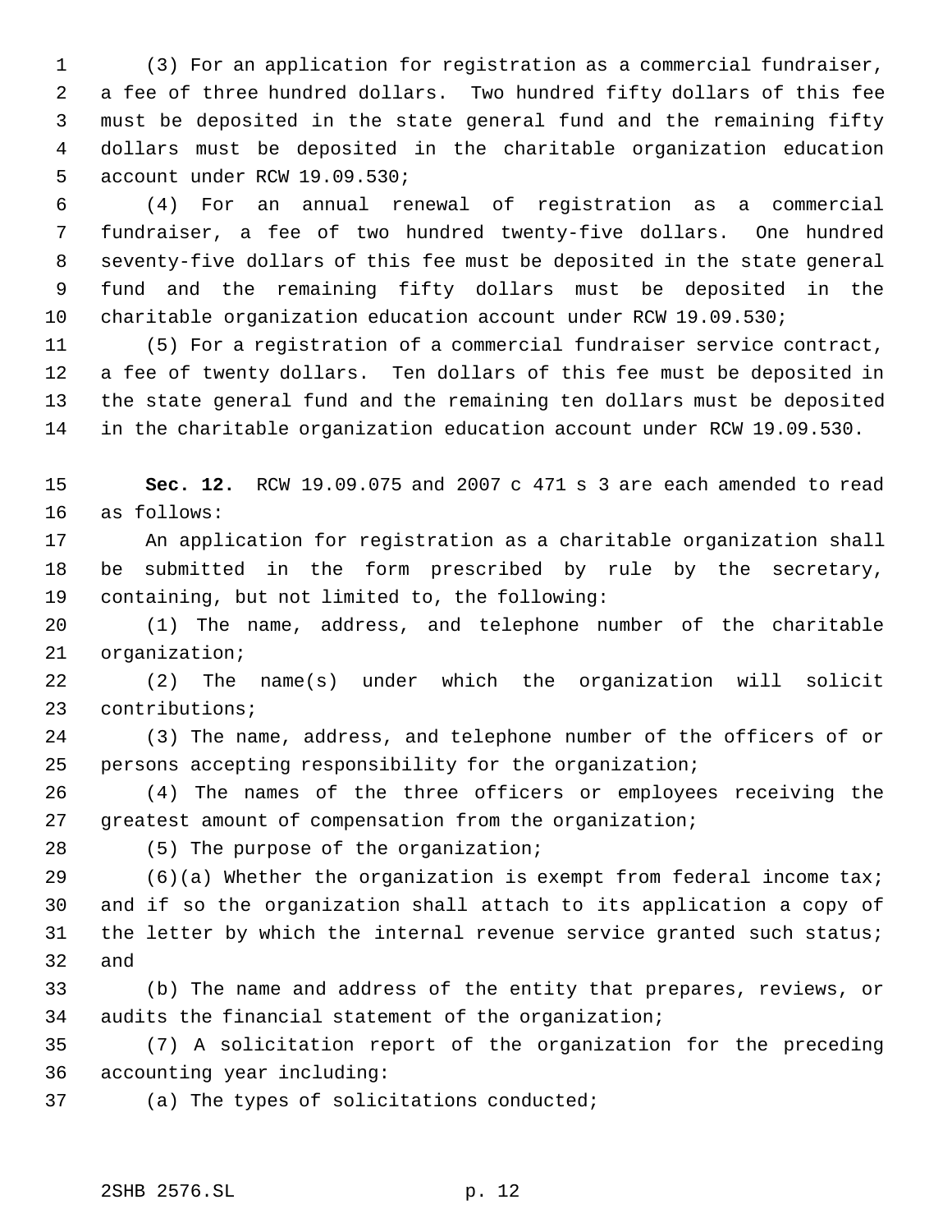(3) For an application for registration as a commercial fundraiser, a fee of three hundred dollars. Two hundred fifty dollars of this fee must be deposited in the state general fund and the remaining fifty dollars must be deposited in the charitable organization education account under RCW 19.09.530;

(4) For an annual renewal of registration as a commercial fundraiser, a fee of two hundred twenty-five dollars. One hundred seventy-five dollars of this fee must be deposited in the state general fund and the remaining fifty dollars must be deposited in the charitable organization education account under RCW 19.09.530;

(5) For a registration of a commercial fundraiser service contract, a fee of twenty dollars. Ten dollars of this fee must be deposited in the state general fund and the remaining ten dollars must be deposited in the charitable organization education account under RCW 19.09.530.

**Sec. 12.** RCW 19.09.075 and 2007 c 471 s 3 are each amended to read as follows:

An application for registration as a charitable organization shall be submitted in the form prescribed by rule by the secretary, containing, but not limited to, the following:

(1) The name, address, and telephone number of the charitable organization;

(2) The name(s) under which the organization will solicit contributions;

(3) The name, address, and telephone number of the officers of or persons accepting responsibility for the organization;

(4) The names of the three officers or employees receiving the greatest amount of compensation from the organization;

(5) The purpose of the organization;

(6)(a) Whether the organization is exempt from federal income tax; and if so the organization shall attach to its application a copy of the letter by which the internal revenue service granted such status; and

(b) The name and address of the entity that prepares, reviews, or audits the financial statement of the organization;

(7) A solicitation report of the organization for the preceding accounting year including:

(a) The types of solicitations conducted;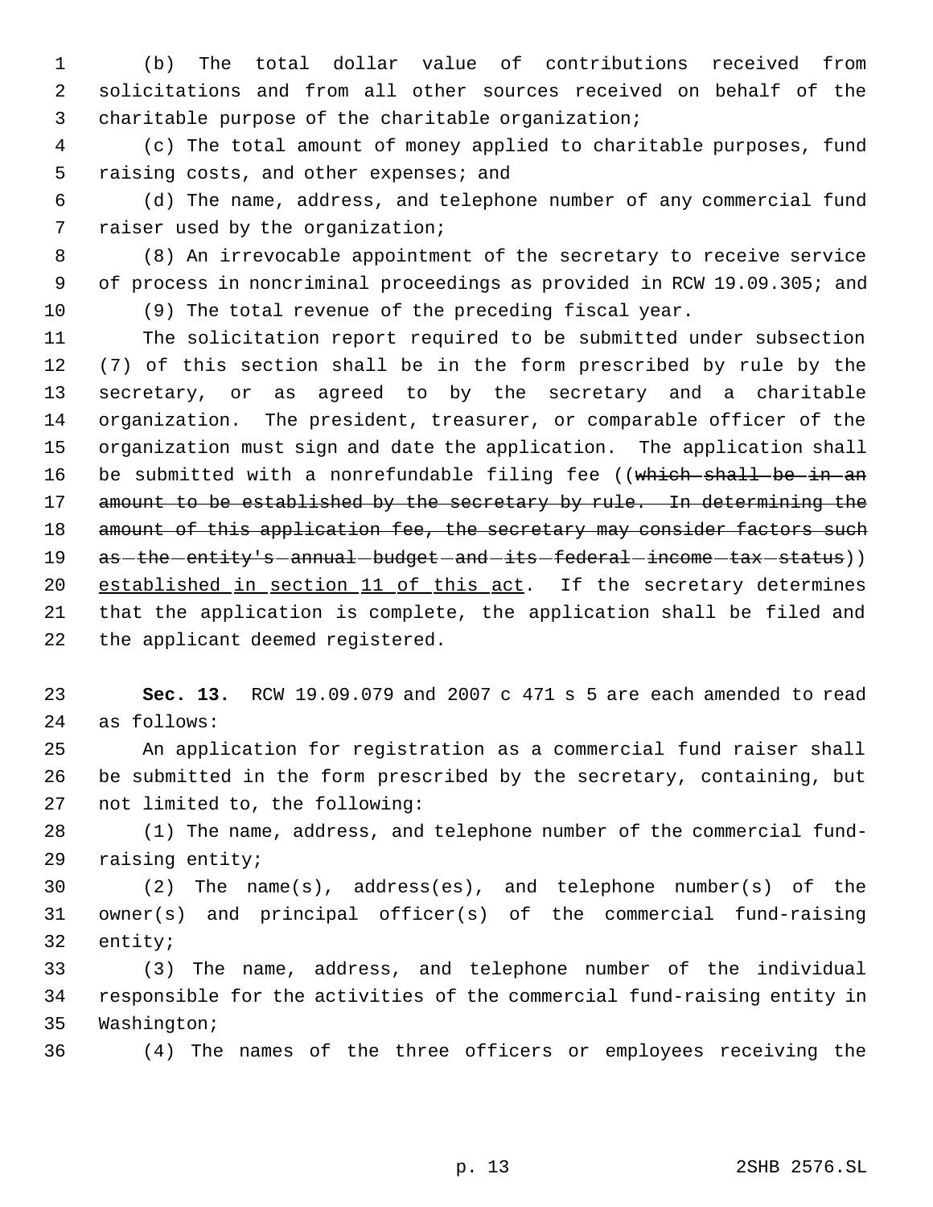(b) The total dollar value of contributions received from solicitations and from all other sources received on behalf of the charitable purpose of the charitable organization;

(c) The total amount of money applied to charitable purposes, fund raising costs, and other expenses; and

(d) The name, address, and telephone number of any commercial fund raiser used by the organization;

(8) An irrevocable appointment of the secretary to receive service of process in noncriminal proceedings as provided in RCW 19.09.305; and

(9) The total revenue of the preceding fiscal year.

The solicitation report required to be submitted under subsection (7) of this section shall be in the form prescribed by rule by the secretary, or as agreed to by the secretary and a charitable organization. The president, treasurer, or comparable officer of the organization must sign and date the application. The application shall be submitted with a nonrefundable filing fee ((~~which shall be in an amount to be established by the secretary by rule. In determining the amount of this application fee, the secretary may consider factors such as the entity's annual budget and its federal income tax status~~)) established in section 11 of this act. If the secretary determines that the application is complete, the application shall be filed and the applicant deemed registered.

**Sec. 13.** RCW 19.09.079 and 2007 c 471 s 5 are each amended to read as follows:

An application for registration as a commercial fund raiser shall be submitted in the form prescribed by the secretary, containing, but not limited to, the following:

(1) The name, address, and telephone number of the commercial fund-raising entity;

(2) The name(s), address(es), and telephone number(s) of the owner(s) and principal officer(s) of the commercial fund-raising entity;

(3) The name, address, and telephone number of the individual responsible for the activities of the commercial fund-raising entity in Washington;

(4) The names of the three officers or employees receiving the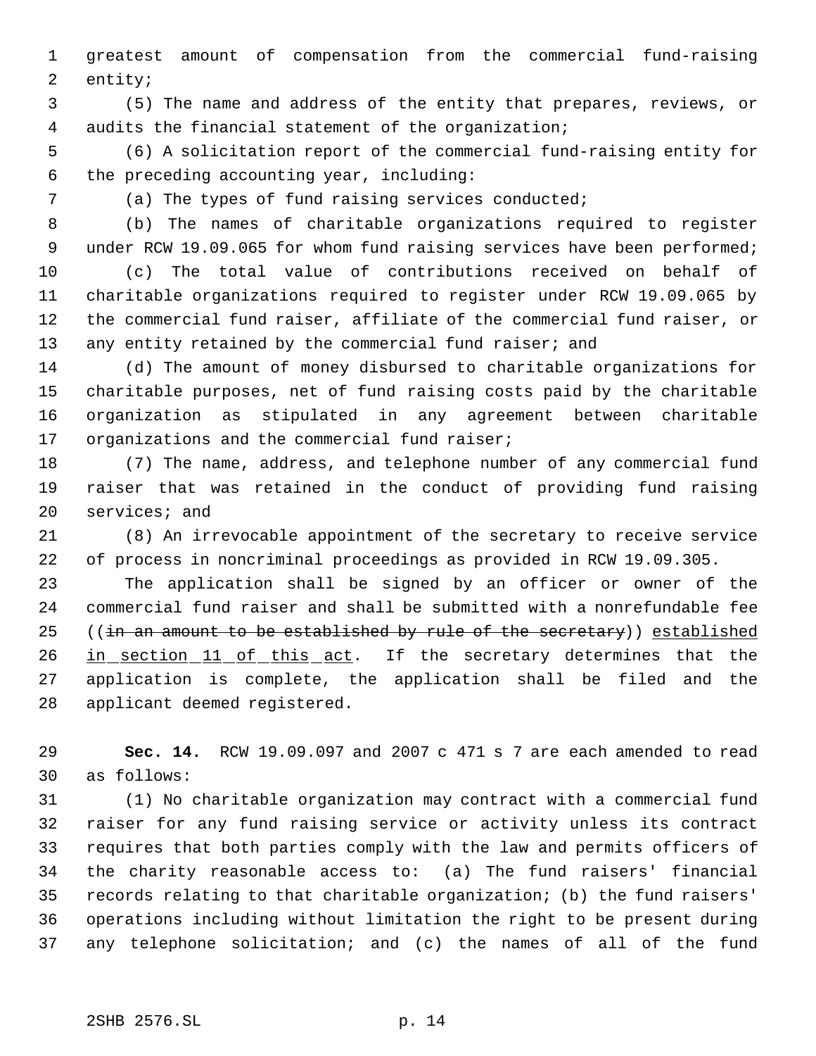greatest amount of compensation from the commercial fund-raising entity;

(5) The name and address of the entity that prepares, reviews, or audits the financial statement of the organization;

(6) A solicitation report of the commercial fund-raising entity for the preceding accounting year, including:

(a) The types of fund raising services conducted;

(b) The names of charitable organizations required to register under RCW 19.09.065 for whom fund raising services have been performed;

(c) The total value of contributions received on behalf of charitable organizations required to register under RCW 19.09.065 by the commercial fund raiser, affiliate of the commercial fund raiser, or any entity retained by the commercial fund raiser; and

(d) The amount of money disbursed to charitable organizations for charitable purposes, net of fund raising costs paid by the charitable organization as stipulated in any agreement between charitable organizations and the commercial fund raiser;

(7) The name, address, and telephone number of any commercial fund raiser that was retained in the conduct of providing fund raising services; and

(8) An irrevocable appointment of the secretary to receive service of process in noncriminal proceedings as provided in RCW 19.09.305.

The application shall be signed by an officer or owner of the commercial fund raiser and shall be submitted with a nonrefundable fee ((~~in an amount to be established by rule of the secretary~~)) <u>established in section 11 of this act</u>. If the secretary determines that the application is complete, the application shall be filed and the applicant deemed registered.

**Sec. 14.** RCW 19.09.097 and 2007 c 471 s 7 are each amended to read as follows:

(1) No charitable organization may contract with a commercial fund raiser for any fund raising service or activity unless its contract requires that both parties comply with the law and permits officers of the charity reasonable access to: (a) The fund raisers' financial records relating to that charitable organization; (b) the fund raisers' operations including without limitation the right to be present during any telephone solicitation; and (c) the names of all of the fund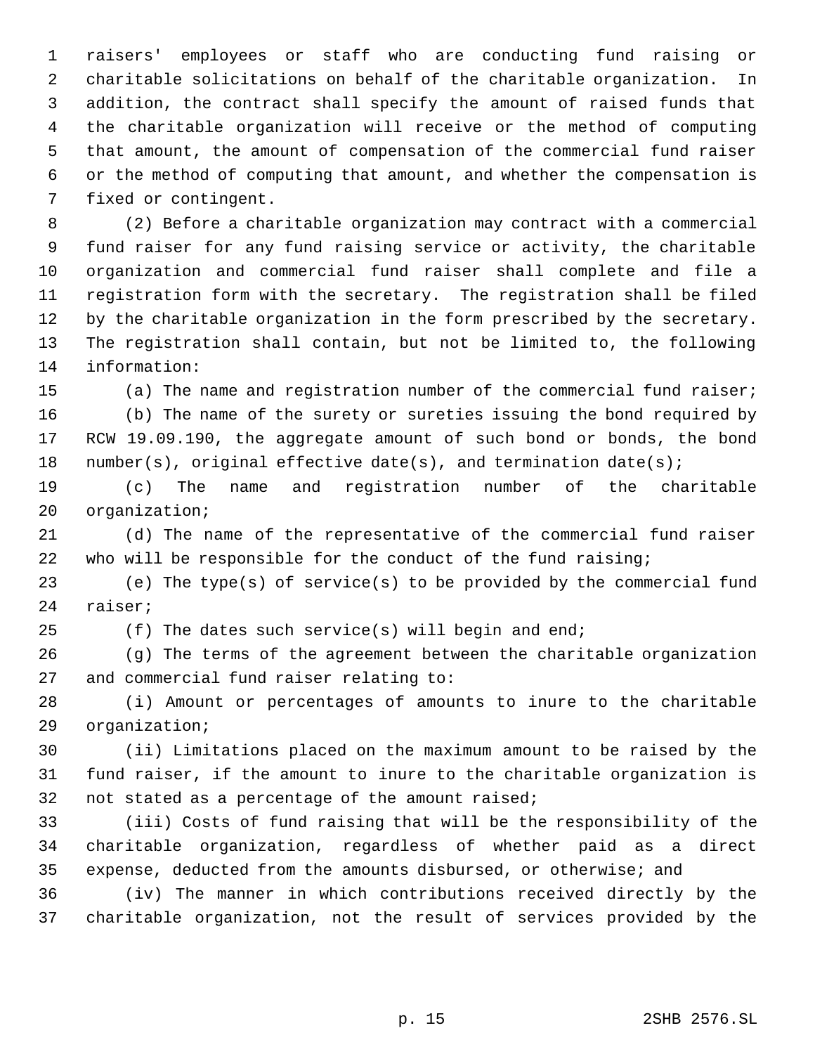raisers' employees or staff who are conducting fund raising or charitable solicitations on behalf of the charitable organization. In addition, the contract shall specify the amount of raised funds that the charitable organization will receive or the method of computing that amount, the amount of compensation of the commercial fund raiser or the method of computing that amount, and whether the compensation is fixed or contingent.

(2) Before a charitable organization may contract with a commercial fund raiser for any fund raising service or activity, the charitable organization and commercial fund raiser shall complete and file a registration form with the secretary. The registration shall be filed by the charitable organization in the form prescribed by the secretary. The registration shall contain, but not be limited to, the following information:

(a) The name and registration number of the commercial fund raiser;

(b) The name of the surety or sureties issuing the bond required by RCW 19.09.190, the aggregate amount of such bond or bonds, the bond number(s), original effective date(s), and termination date(s);

(c) The name and registration number of the charitable organization;

(d) The name of the representative of the commercial fund raiser who will be responsible for the conduct of the fund raising;

(e) The type(s) of service(s) to be provided by the commercial fund raiser;

(f) The dates such service(s) will begin and end;

(g) The terms of the agreement between the charitable organization and commercial fund raiser relating to:

(i) Amount or percentages of amounts to inure to the charitable organization;

(ii) Limitations placed on the maximum amount to be raised by the fund raiser, if the amount to inure to the charitable organization is not stated as a percentage of the amount raised;

(iii) Costs of fund raising that will be the responsibility of the charitable organization, regardless of whether paid as a direct expense, deducted from the amounts disbursed, or otherwise; and

(iv) The manner in which contributions received directly by the charitable organization, not the result of services provided by the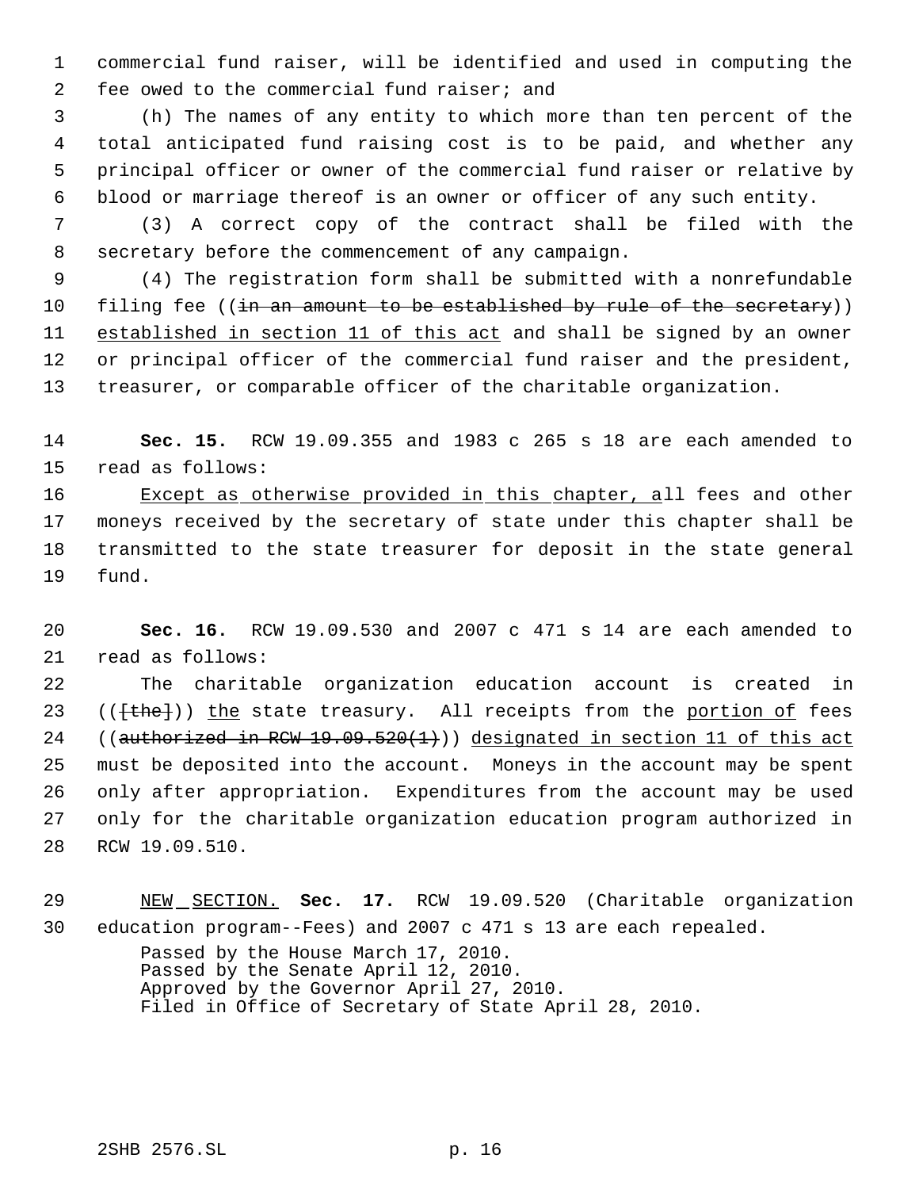commercial fund raiser, will be identified and used in computing the fee owed to the commercial fund raiser; and

(h) The names of any entity to which more than ten percent of the total anticipated fund raising cost is to be paid, and whether any principal officer or owner of the commercial fund raiser or relative by blood or marriage thereof is an owner or officer of any such entity.

(3) A correct copy of the contract shall be filed with the secretary before the commencement of any campaign.

(4) The registration form shall be submitted with a nonrefundable filing fee ((~~in an amount to be established by rule of the secretary~~)) established in section 11 of this act and shall be signed by an owner or principal officer of the commercial fund raiser and the president, treasurer, or comparable officer of the charitable organization.

**Sec. 15.** RCW 19.09.355 and 1983 c 265 s 18 are each amended to read as follows:

Except as otherwise provided in this chapter, all fees and other moneys received by the secretary of state under this chapter shall be transmitted to the state treasurer for deposit in the state general fund.

**Sec. 16.** RCW 19.09.530 and 2007 c 471 s 14 are each amended to read as follows:

The charitable organization education account is created in ((~~[the]~~)) the state treasury. All receipts from the portion of fees ((~~authorized in RCW 19.09.520(1)~~)) designated in section 11 of this act must be deposited into the account. Moneys in the account may be spent only after appropriation. Expenditures from the account may be used only for the charitable organization education program authorized in RCW 19.09.510.

NEW SECTION. **Sec. 17.** RCW 19.09.520 (Charitable organization education program--Fees) and 2007 c 471 s 13 are each repealed.

Passed by the House March 17, 2010.
Passed by the Senate April 12, 2010.
Approved by the Governor April 27, 2010.
Filed in Office of Secretary of State April 28, 2010.